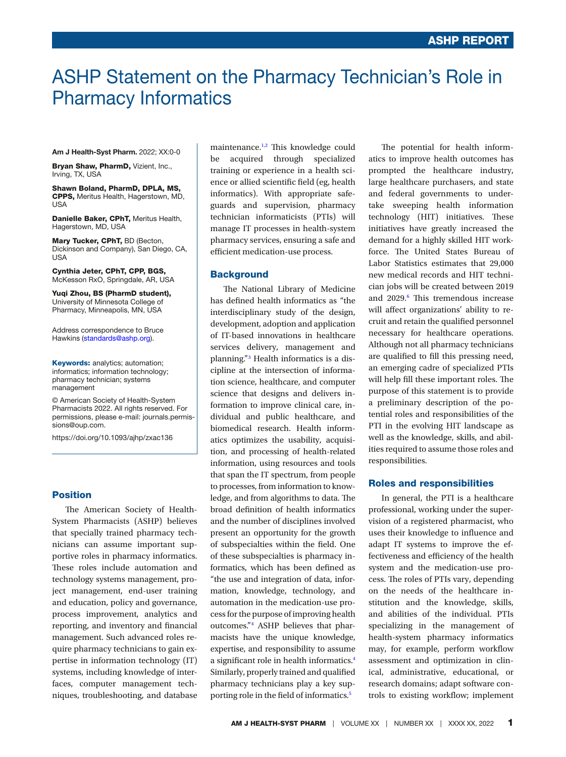ASHP REPORT

# ASHP Statement on the Pharmacy Technician's Role in Pharmacy Informatics

**Am J Health-Syst Pharm.** 2022; XX:0-0

**Bryan Shaw, PharmD,** Vizient, Inc., Irving, TX, USA

**Shawn Boland, PharmD, DPLA, MS, CPPS,** Meritus Health, Hagerstown, MD, USA

**Danielle Baker, CPhT,** Meritus Health, Hagerstown, MD, USA

**Mary Tucker, CPhT,** BD (Becton, Dickinson and Company), San Diego, CA, USA

**Cynthia Jeter, CPhT, CPP, BGS,** McKesson RxO, Springdale, AR, USA

**Yuqi Zhou, BS (PharmD student),** University of Minnesota College of Pharmacy, Minneapolis, MN, USA

Address correspondence to Bruce Hawkins (standards@ashp.org).

**Keywords:** analytics; automation; informatics; information technology; pharmacy technician; systems management

© American Society of Health-System Pharmacists 2022. All rights reserved. For permissions, please e-mail: journals.permissions@oup.com.

https://doi.org/10.1093/ajhp/zxac136

## Position

The American Society of Health-System Pharmacists (ASHP) believes that specially trained pharmacy technicians can assume important supportive roles in pharmacy informatics. These roles include automation and technology systems management, project management, end-user training and education, policy and governance, process improvement, analytics and reporting, and inventory and financial management. Such advanced roles require pharmacy technicians to gain expertise in information technology (IT) systems, including knowledge of interfaces, computer management techniques, troubleshooting, and database maintenance.[1,2] This knowledge could be acquired through specialized training or experience in a health science or allied scientific field (eg, health informatics). With appropriate safeguards and supervision, pharmacy technician informaticists (PTIs) will manage IT processes in health-system pharmacy services, ensuring a safe and efficient medication-use process.

## Background

The National Library of Medicine has defined health informatics as "the interdisciplinary study of the design, development, adoption and application of IT-based innovations in healthcare services delivery, management and planning."[3] Health informatics is a discipline at the intersection of information science, healthcare, and computer science that designs and delivers information to improve clinical care, individual and public healthcare, and biomedical research. Health informatics optimizes the usability, acquisition, and processing of health-related information, using resources and tools that span the IT spectrum, from people to processes, from information to knowledge, and from algorithms to data. The broad definition of health informatics and the number of disciplines involved present an opportunity for the growth of subspecialties within the field. One of these subspecialties is pharmacy informatics, which has been defined as "the use and integration of data, information, knowledge, technology, and automation in the medication-use process for the purpose of improving health outcomes."[4] ASHP believes that pharmacists have the unique knowledge, expertise, and responsibility to assume a significant role in health informatics.[4] Similarly, properly trained and qualified pharmacy technicians play a key supporting role in the field of informatics.[5]

The potential for health informatics to improve health outcomes has prompted the healthcare industry, large healthcare purchasers, and state and federal governments to undertake sweeping health information technology (HIT) initiatives. These initiatives have greatly increased the demand for a highly skilled HIT workforce. The United States Bureau of Labor Statistics estimates that 29,000 new medical records and HIT technician jobs will be created between 2019 and 2029.[6] This tremendous increase will affect organizations' ability to recruit and retain the qualified personnel necessary for healthcare operations. Although not all pharmacy technicians are qualified to fill this pressing need, an emerging cadre of specialized PTIs will help fill these important roles. The purpose of this statement is to provide a preliminary description of the potential roles and responsibilities of the PTI in the evolving HIT landscape as well as the knowledge, skills, and abilities required to assume those roles and responsibilities.

## Roles and responsibilities

In general, the PTI is a healthcare professional, working under the supervision of a registered pharmacist, who uses their knowledge to influence and adapt IT systems to improve the effectiveness and efficiency of the health system and the medication-use process. The roles of PTIs vary, depending on the needs of the healthcare institution and the knowledge, skills, and abilities of the individual. PTIs specializing in the management of health-system pharmacy informatics may, for example, perform workflow assessment and optimization in clinical, administrative, educational, or research domains; adapt software controls to existing workflow; implement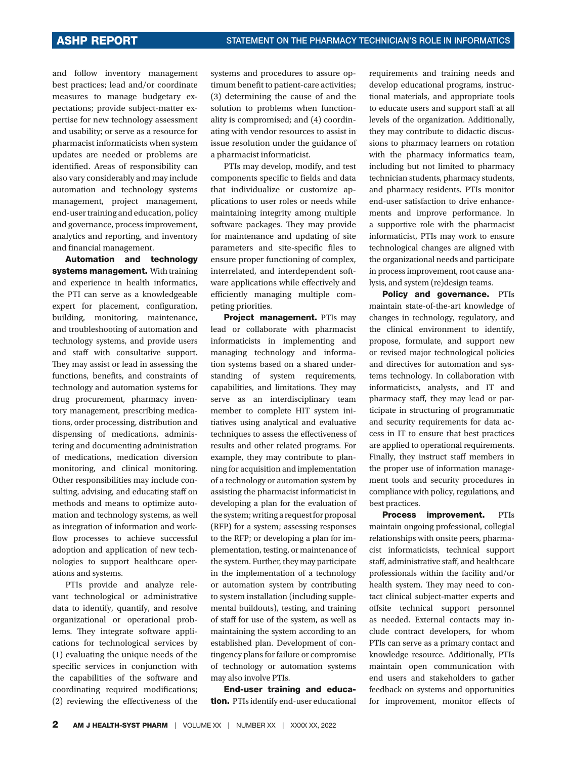and follow inventory management best practices; lead and/or coordinate measures to manage budgetary expectations; provide subject-matter expertise for new technology assessment and usability; or serve as a resource for pharmacist informaticists when system updates are needed or problems are identified. Areas of responsibility can also vary considerably and may include automation and technology systems management, project management, end-user training and education, policy and governance, process improvement, analytics and reporting, and inventory and financial management.

**Automation and technology systems management.** With training and experience in health informatics, the PTI can serve as a knowledgeable expert for placement, configuration, building, monitoring, maintenance, and troubleshooting of automation and technology systems, and provide users and staff with consultative support. They may assist or lead in assessing the functions, benefits, and constraints of technology and automation systems for drug procurement, pharmacy inventory management, prescribing medications, order processing, distribution and dispensing of medications, administering and documenting administration of medications, medication diversion monitoring, and clinical monitoring. Other responsibilities may include consulting, advising, and educating staff on methods and means to optimize automation and technology systems, as well as integration of information and workflow processes to achieve successful adoption and application of new technologies to support healthcare operations and systems.

PTIs provide and analyze relevant technological or administrative data to identify, quantify, and resolve organizational or operational problems. They integrate software applications for technological services by (1) evaluating the unique needs of the specific services in conjunction with the capabilities of the software and coordinating required modifications; (2) reviewing the effectiveness of the systems and procedures to assure optimum benefit to patient-care activities; (3) determining the cause of and the solution to problems when functionality is compromised; and (4) coordinating with vendor resources to assist in issue resolution under the guidance of a pharmacist informaticist.

PTIs may develop, modify, and test components specific to fields and data that individualize or customize applications to user roles or needs while maintaining integrity among multiple software packages. They may provide for maintenance and updating of site parameters and site-specific files to ensure proper functioning of complex, interrelated, and interdependent software applications while effectively and efficiently managing multiple competing priorities.

**Project management.** PTIs may lead or collaborate with pharmacist informaticists in implementing and managing technology and information systems based on a shared understanding of system requirements, capabilities, and limitations. They may serve as an interdisciplinary team member to complete HIT system initiatives using analytical and evaluative techniques to assess the effectiveness of results and other related programs. For example, they may contribute to planning for acquisition and implementation of a technology or automation system by assisting the pharmacist informaticist in developing a plan for the evaluation of the system; writing a request for proposal (RFP) for a system; assessing responses to the RFP; or developing a plan for implementation, testing, or maintenance of the system. Further, they may participate in the implementation of a technology or automation system by contributing to system installation (including supplemental buildouts), testing, and training of staff for use of the system, as well as maintaining the system according to an established plan. Development of contingency plans for failure or compromise of technology or automation systems may also involve PTIs.

**End-user training and education.** PTIs identify end-user educational requirements and training needs and develop educational programs, instructional materials, and appropriate tools to educate users and support staff at all levels of the organization. Additionally, they may contribute to didactic discussions to pharmacy learners on rotation with the pharmacy informatics team, including but not limited to pharmacy technician students, pharmacy students, and pharmacy residents. PTIs monitor end-user satisfaction to drive enhancements and improve performance. In a supportive role with the pharmacist informaticist, PTIs may work to ensure technological changes are aligned with the organizational needs and participate in process improvement, root cause analysis, and system (re)design teams.

**Policy and governance.** PTIs maintain state-of-the-art knowledge of changes in technology, regulatory, and the clinical environment to identify, propose, formulate, and support new or revised major technological policies and directives for automation and systems technology. In collaboration with informaticists, analysts, and IT and pharmacy staff, they may lead or participate in structuring of programmatic and security requirements for data access in IT to ensure that best practices are applied to operational requirements. Finally, they instruct staff members in the proper use of information management tools and security procedures in compliance with policy, regulations, and best practices.

**Process improvement.** PTIs maintain ongoing professional, collegial relationships with onsite peers, pharmacist informaticists, technical support staff, administrative staff, and healthcare professionals within the facility and/or health system. They may need to contact clinical subject-matter experts and offsite technical support personnel as needed. External contacts may include contract developers, for whom PTIs can serve as a primary contact and knowledge resource. Additionally, PTIs maintain open communication with end users and stakeholders to gather feedback on systems and opportunities for improvement, monitor effects of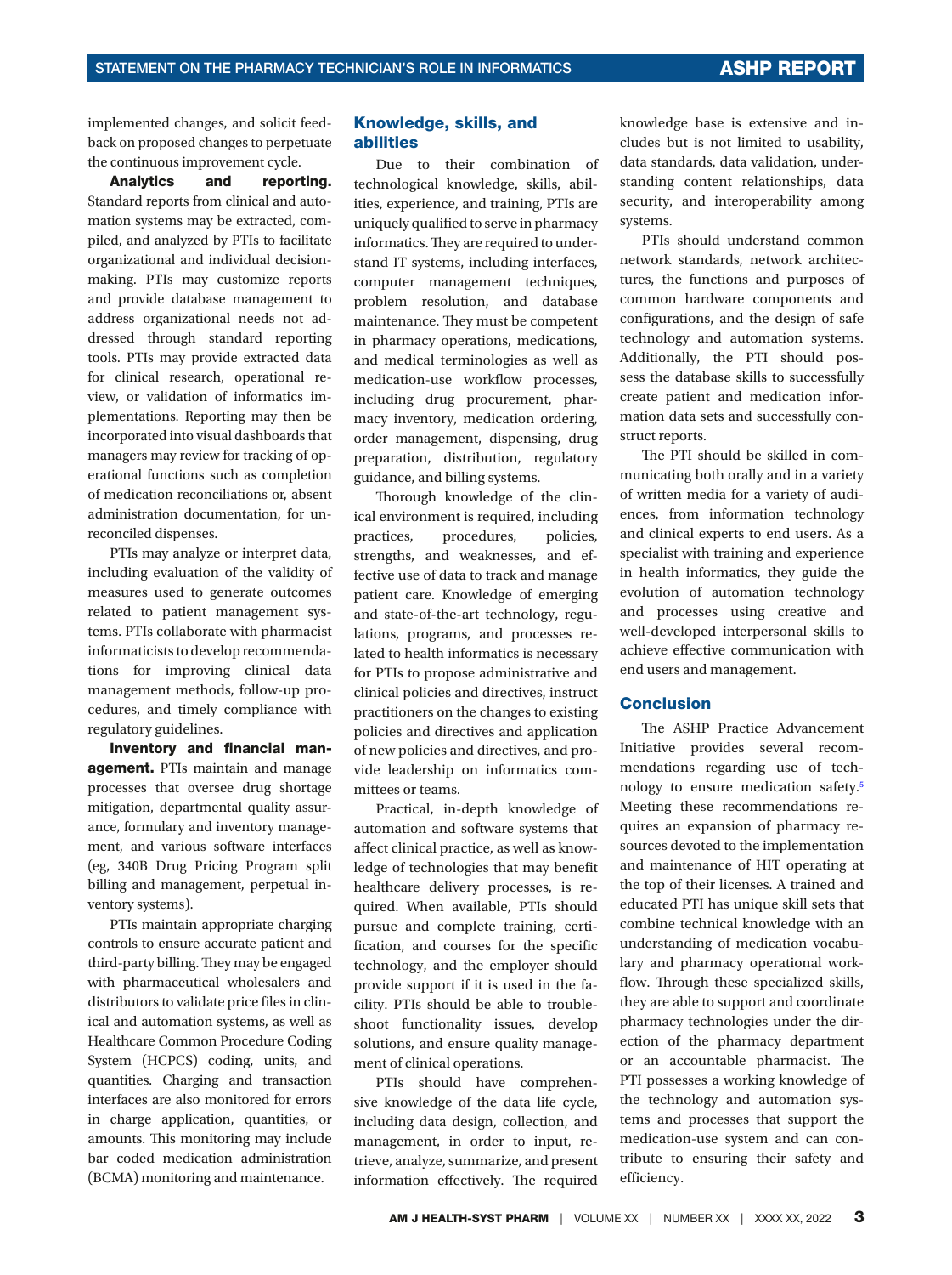implemented changes, and solicit feedback on proposed changes to perpetuate the continuous improvement cycle.

**Analytics and reporting.** Standard reports from clinical and automation systems may be extracted, compiled, and analyzed by PTIs to facilitate organizational and individual decision-making. PTIs may customize reports and provide database management to address organizational needs not addressed through standard reporting tools. PTIs may provide extracted data for clinical research, operational review, or validation of informatics implementations. Reporting may then be incorporated into visual dashboards that managers may review for tracking of operational functions such as completion of medication reconciliations or, absent administration documentation, for unreconciled dispenses.

PTIs may analyze or interpret data, including evaluation of the validity of measures used to generate outcomes related to patient management systems. PTIs collaborate with pharmacist informaticists to develop recommendations for improving clinical data management methods, follow-up procedures, and timely compliance with regulatory guidelines.

**Inventory and financial management.** PTIs maintain and manage processes that oversee drug shortage mitigation, departmental quality assurance, formulary and inventory management, and various software interfaces (eg, 340B Drug Pricing Program split billing and management, perpetual inventory systems).

PTIs maintain appropriate charging controls to ensure accurate patient and third-party billing. They may be engaged with pharmaceutical wholesalers and distributors to validate price files in clinical and automation systems, as well as Healthcare Common Procedure Coding System (HCPCS) coding, units, and quantities. Charging and transaction interfaces are also monitored for errors in charge application, quantities, or amounts. This monitoring may include bar coded medication administration (BCMA) monitoring and maintenance.

## Knowledge, skills, and abilities

Due to their combination of technological knowledge, skills, abilities, experience, and training, PTIs are uniquely qualified to serve in pharmacy informatics. They are required to understand IT systems, including interfaces, computer management techniques, problem resolution, and database maintenance. They must be competent in pharmacy operations, medications, and medical terminologies as well as medication-use workflow processes, including drug procurement, pharmacy inventory, medication ordering, order management, dispensing, drug preparation, distribution, regulatory guidance, and billing systems.

Thorough knowledge of the clinical environment is required, including practices, procedures, policies, strengths, and weaknesses, and effective use of data to track and manage patient care. Knowledge of emerging and state-of-the-art technology, regulations, programs, and processes related to health informatics is necessary for PTIs to propose administrative and clinical policies and directives, instruct practitioners on the changes to existing policies and directives and application of new policies and directives, and provide leadership on informatics committees or teams.

Practical, in-depth knowledge of automation and software systems that affect clinical practice, as well as knowledge of technologies that may benefit healthcare delivery processes, is required. When available, PTIs should pursue and complete training, certification, and courses for the specific technology, and the employer should provide support if it is used in the facility. PTIs should be able to troubleshoot functionality issues, develop solutions, and ensure quality management of clinical operations.

PTIs should have comprehensive knowledge of the data life cycle, including data design, collection, and management, in order to input, retrieve, analyze, summarize, and present information effectively. The required knowledge base is extensive and includes but is not limited to usability, data standards, data validation, understanding content relationships, data security, and interoperability among systems.

PTIs should understand common network standards, network architectures, the functions and purposes of common hardware components and configurations, and the design of safe technology and automation systems. Additionally, the PTI should possess the database skills to successfully create patient and medication information data sets and successfully construct reports.

The PTI should be skilled in communicating both orally and in a variety of written media for a variety of audiences, from information technology and clinical experts to end users. As a specialist with training and experience in health informatics, they guide the evolution of automation technology and processes using creative and well-developed interpersonal skills to achieve effective communication with end users and management.

## Conclusion

The ASHP Practice Advancement Initiative provides several recommendations regarding use of technology to ensure medication safety.[5] Meeting these recommendations requires an expansion of pharmacy resources devoted to the implementation and maintenance of HIT operating at the top of their licenses. A trained and educated PTI has unique skill sets that combine technical knowledge with an understanding of medication vocabulary and pharmacy operational workflow. Through these specialized skills, they are able to support and coordinate pharmacy technologies under the direction of the pharmacy department or an accountable pharmacist. The PTI possesses a working knowledge of the technology and automation systems and processes that support the medication-use system and can contribute to ensuring their safety and efficiency.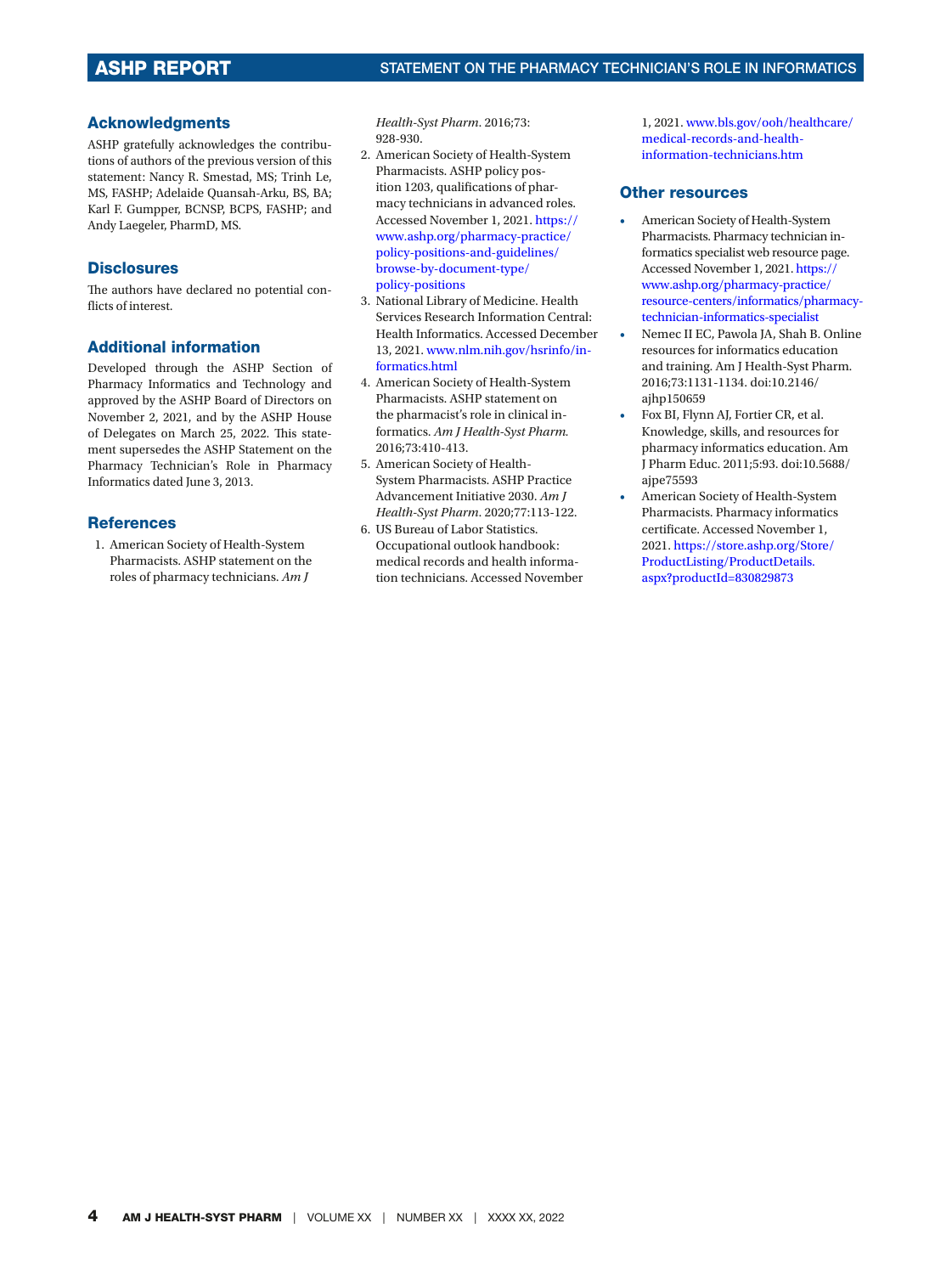## Acknowledgments

ASHP gratefully acknowledges the contributions of authors of the previous version of this statement: Nancy R. Smestad, MS; Trinh Le, MS, FASHP; Adelaide Quansah-Arku, BS, BA; Karl F. Gumpper, BCNSP, BCPS, FASHP; and Andy Laegeler, PharmD, MS.

## Disclosures

The authors have declared no potential conflicts of interest.

## Additional information

Developed through the ASHP Section of Pharmacy Informatics and Technology and approved by the ASHP Board of Directors on November 2, 2021, and by the ASHP House of Delegates on March 25, 2022. This statement supersedes the ASHP Statement on the Pharmacy Technician's Role in Pharmacy Informatics dated June 3, 2013.

## References

1. American Society of Health-System Pharmacists. ASHP statement on the roles of pharmacy technicians. *Am J Health-Syst Pharm*. 2016;73: 928-930.
2. American Society of Health-System Pharmacists. ASHP policy position 1203, qualifications of pharmacy technicians in advanced roles. Accessed November 1, 2021. https://www.ashp.org/pharmacy-practice/policy-positions-and-guidelines/browse-by-document-type/policy-positions
3. National Library of Medicine. Health Services Research Information Central: Health Informatics. Accessed December 13, 2021. www.nlm.nih.gov/hsrinfo/informatics.html
4. American Society of Health-System Pharmacists. ASHP statement on the pharmacist's role in clinical informatics. *Am J Health-Syst Pharm*. 2016;73:410-413.
5. American Society of Health-System Pharmacists. ASHP Practice Advancement Initiative 2030. *Am J Health-Syst Pharm*. 2020;77:113-122.
6. US Bureau of Labor Statistics. Occupational outlook handbook: medical records and health information technicians. Accessed November 1, 2021. www.bls.gov/ooh/healthcare/medical-records-and-health-information-technicians.htm

## Other resources

- American Society of Health-System Pharmacists. Pharmacy technician informatics specialist web resource page. Accessed November 1, 2021. https://www.ashp.org/pharmacy-practice/resource-centers/informatics/pharmacy-technician-informatics-specialist
- Nemec II EC, Pawola JA, Shah B. Online resources for informatics education and training. Am J Health-Syst Pharm. 2016;73:1131-1134. doi:10.2146/ajhp150659
- Fox BI, Flynn AJ, Fortier CR, et al. Knowledge, skills, and resources for pharmacy informatics education. Am J Pharm Educ. 2011;5:93. doi:10.5688/ajpe75593
- American Society of Health-System Pharmacists. Pharmacy informatics certificate. Accessed November 1, 2021. https://store.ashp.org/Store/ProductListing/ProductDetails.aspx?productId=830829873